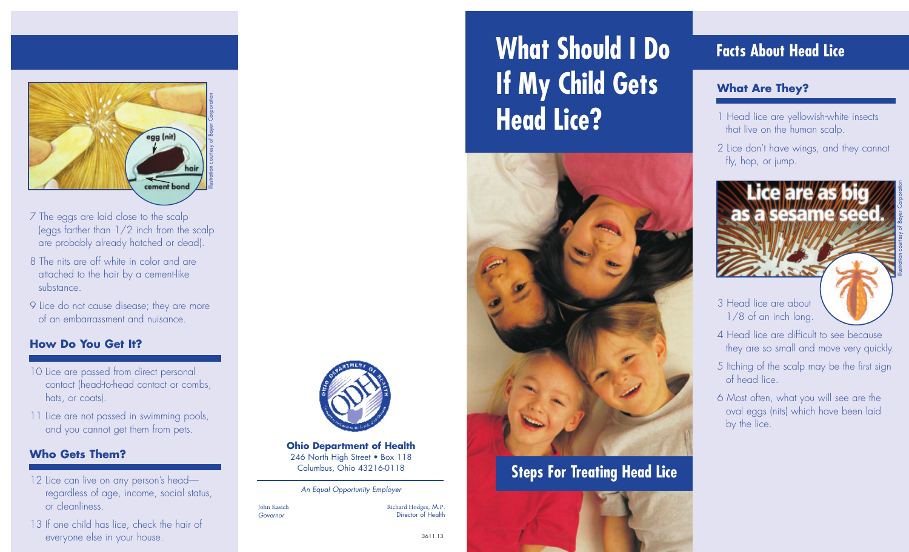# What Should I Do If My Child Gets Head Lice?

## Steps For Treating Head Lice

## Facts About Head Lice

### What Are They?

1 Head lice are yellowish-white insects that live on the human scalp.

2 Lice don't have wings, and they cannot fly, hop, or jump.

Lice are as big as a sesame seed.

Illustration courtesy of Bayer Corporation

3 Head lice are about 1/8 of an inch long.

4 Head lice are difficult to see because they are so small and move very quickly.

5 Itching of the scalp may be the first sign of head lice.

6 Most often, what you will see are the oval eggs (nits) which have been laid by the lice.

egg (nit)

hair

cement bond

Illustration courtesy of Bayer Corporation

7 The eggs are laid close to the scalp (eggs farther than 1/2 inch from the scalp are probably already hatched or dead).

8 The nits are off white in color and are attached to the hair by a cement-like substance.

9 Lice do not cause disease; they are more of an embarrassment and nuisance.

### How Do You Get It?

10 Lice are passed from direct personal contact (head-to-head contact or combs, hats, or coats).

11 Lice are not passed in swimming pools, and you cannot get them from pets.

### Who Gets Them?

12 Lice can live on any person's head— regardless of age, income, social status, or cleanliness.

13 If one child has lice, check the hair of everyone else in your house.

**Ohio Department of Health**
246 North High Street • Box 118
Columbus, Ohio 43216-0118

*An Equal Opportunity Employer*

John Kasich
*Governor*

Richard Hodges, M.P.
Director of Health

3611.13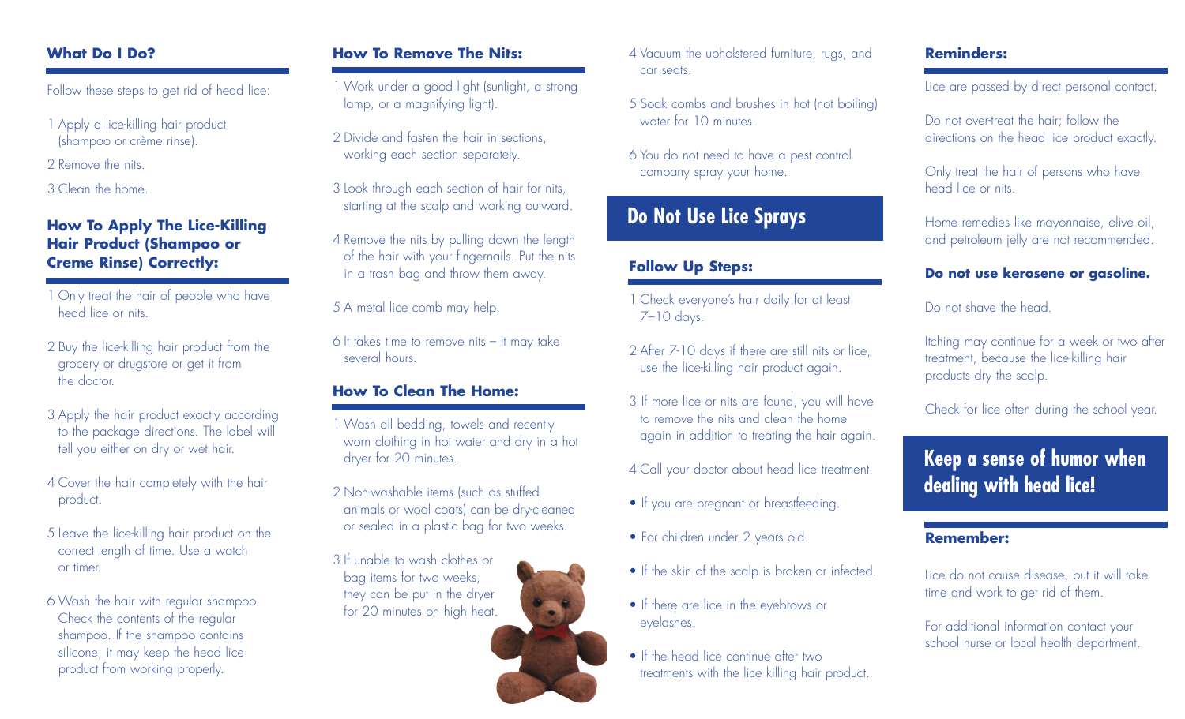## What Do I Do?

Follow these steps to get rid of head lice:

1 Apply a lice-killing hair product (shampoo or crème rinse).

2 Remove the nits.

3 Clean the home.

## How To Apply The Lice-Killing Hair Product (Shampoo or Creme Rinse) Correctly:

1 Only treat the hair of people who have head lice or nits.

2 Buy the lice-killing hair product from the grocery or drugstore or get it from the doctor.

3 Apply the hair product exactly according to the package directions. The label will tell you either on dry or wet hair.

4 Cover the hair completely with the hair product.

5 Leave the lice-killing hair product on the correct length of time. Use a watch or timer.

6 Wash the hair with regular shampoo. Check the contents of the regular shampoo. If the shampoo contains silicone, it may keep the head lice product from working properly.

## How To Remove The Nits:

1 Work under a good light (sunlight, a strong lamp, or a magnifying light).

2 Divide and fasten the hair in sections, working each section separately.

3 Look through each section of hair for nits, starting at the scalp and working outward.

4 Remove the nits by pulling down the length of the hair with your fingernails. Put the nits in a trash bag and throw them away.

5 A metal lice comb may help.

6 It takes time to remove nits – It may take several hours.

## How To Clean The Home:

1 Wash all bedding, towels and recently worn clothing in hot water and dry in a hot dryer for 20 minutes.

2 Non-washable items (such as stuffed animals or wool coats) can be dry-cleaned or sealed in a plastic bag for two weeks.

3 If unable to wash clothes or bag items for two weeks, they can be put in the dryer for 20 minutes on high heat.

4 Vacuum the upholstered furniture, rugs, and car seats.

5 Soak combs and brushes in hot (not boiling) water for 10 minutes.

6 You do not need to have a pest control company spray your home.

## Do Not Use Lice Sprays

## Follow Up Steps:

1 Check everyone's hair daily for at least 7–10 days.

2 After 7-10 days if there are still nits or lice, use the lice-killing hair product again.

3 If more lice or nits are found, you will have to remove the nits and clean the home again in addition to treating the hair again.

4 Call your doctor about head lice treatment:

- If you are pregnant or breastfeeding.
- For children under 2 years old.
- If the skin of the scalp is broken or infected.
- If there are lice in the eyebrows or eyelashes.
- If the head lice continue after two treatments with the lice killing hair product.

## Reminders:

Lice are passed by direct personal contact.

Do not over-treat the hair; follow the directions on the head lice product exactly.

Only treat the hair of persons who have head lice or nits.

Home remedies like mayonnaise, olive oil, and petroleum jelly are not recommended.

**Do not use kerosene or gasoline.**

Do not shave the head.

Itching may continue for a week or two after treatment, because the lice-killing hair products dry the scalp.

Check for lice often during the school year.

## Keep a sense of humor when dealing with head lice!

## Remember:

Lice do not cause disease, but it will take time and work to get rid of them.

For additional information contact your school nurse or local health department.